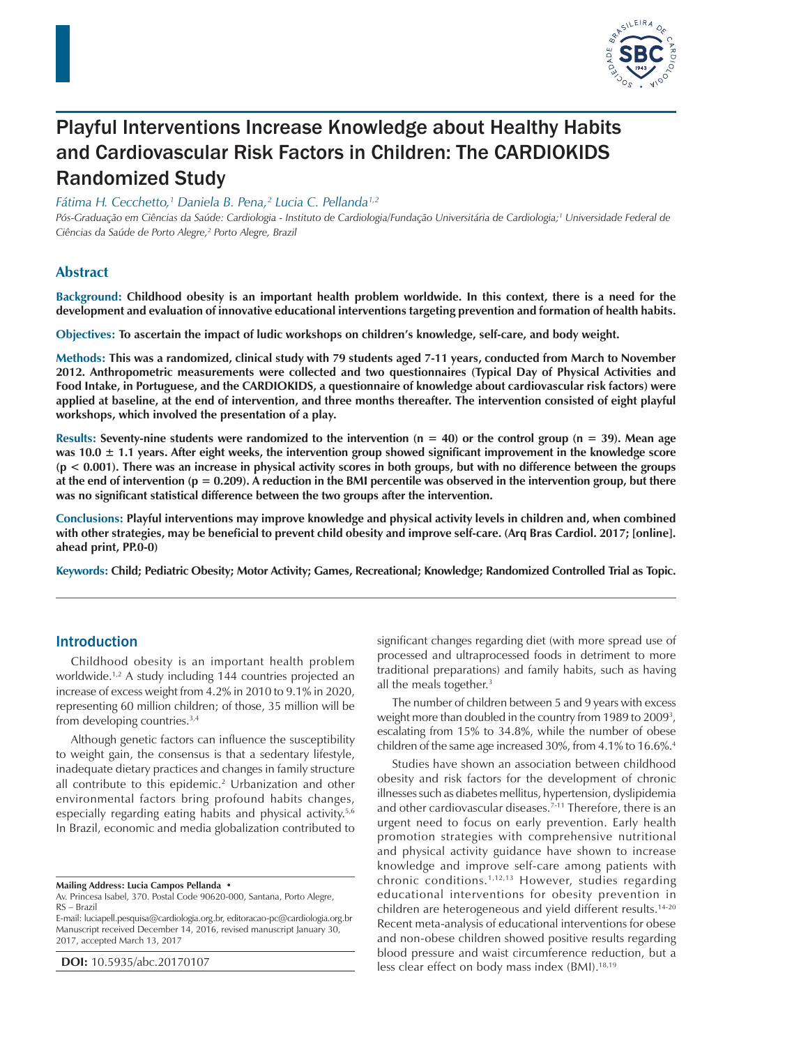# Playful Interventions Increase Knowledge about Healthy Habits and Cardiovascular Risk Factors in Children: The CARDIOKIDS Randomized Study

*Fátima H. Cecchetto,[1] Daniela B. Pena,[2] Lucia C. Pellanda[1,2]*

*Pós-Graduação em Ciências da Saúde: Cardiologia - Instituto de Cardiologia/Fundação Universitária de Cardiologia;[1] Universidade Federal de Ciências da Saúde de Porto Alegre,[2] Porto Alegre, Brazil*

## Abstract

**Background: Childhood obesity is an important health problem worldwide. In this context, there is a need for the development and evaluation of innovative educational interventions targeting prevention and formation of health habits.**

**Objectives: To ascertain the impact of ludic workshops on children's knowledge, self-care, and body weight.**

**Methods: This was a randomized, clinical study with 79 students aged 7-11 years, conducted from March to November 2012. Anthropometric measurements were collected and two questionnaires (Typical Day of Physical Activities and Food Intake, in Portuguese, and the CARDIOKIDS, a questionnaire of knowledge about cardiovascular risk factors) were applied at baseline, at the end of intervention, and three months thereafter. The intervention consisted of eight playful workshops, which involved the presentation of a play.**

**Results: Seventy-nine students were randomized to the intervention (n = 40) or the control group (n = 39). Mean age was 10.0 ± 1.1 years. After eight weeks, the intervention group showed significant improvement in the knowledge score ($p < 0.001$). There was an increase in physical activity scores in both groups, but with no difference between the groups at the end of intervention ($p = 0.209$). A reduction in the BMI percentile was observed in the intervention group, but there was no significant statistical difference between the two groups after the intervention.**

**Conclusions: Playful interventions may improve knowledge and physical activity levels in children and, when combined with other strategies, may be beneficial to prevent child obesity and improve self-care. (Arq Bras Cardiol. 2017; [online]. ahead print, PP.0-0)**

**Keywords: Child; Pediatric Obesity; Motor Activity; Games, Recreational; Knowledge; Randomized Controlled Trial as Topic.**

## Introduction

Childhood obesity is an important health problem worldwide.[1,2] A study including 144 countries projected an increase of excess weight from 4.2% in 2010 to 9.1% in 2020, representing 60 million children; of those, 35 million will be from developing countries.[3,4]

Although genetic factors can influence the susceptibility to weight gain, the consensus is that a sedentary lifestyle, inadequate dietary practices and changes in family structure all contribute to this epidemic.[2] Urbanization and other environmental factors bring profound habits changes, especially regarding eating habits and physical activity.[5,6] In Brazil, economic and media globalization contributed to significant changes regarding diet (with more spread use of processed and ultraprocessed foods in detriment to more traditional preparations) and family habits, such as having all the meals together.[3]

The number of children between 5 and 9 years with excess weight more than doubled in the country from 1989 to 2009[3], escalating from 15% to 34.8%, while the number of obese children of the same age increased 30%, from 4.1% to 16.6%.[4]

Studies have shown an association between childhood obesity and risk factors for the development of chronic illnesses such as diabetes mellitus, hypertension, dyslipidemia and other cardiovascular diseases.[7-11] Therefore, there is an urgent need to focus on early prevention. Early health promotion strategies with comprehensive nutritional and physical activity guidance have shown to increase knowledge and improve self-care among patients with chronic conditions.[1,12,13] However, studies regarding educational interventions for obesity prevention in children are heterogeneous and yield different results.[14-20] Recent meta-analysis of educational interventions for obese and non-obese children showed positive results regarding blood pressure and waist circumference reduction, but a less clear effect on body mass index (BMI).[18,19]

**Mailing Address: Lucia Campos Pellanda •**

Av. Princesa Isabel, 370. Postal Code 90620-000, Santana, Porto Alegre, RS – Brazil

E-mail: luciapell.pesquisa@cardiologia.org.br, editoracao-pc@cardiologia.org.br

Manuscript received December 14, 2016, revised manuscript January 30, 2017, accepted March 13, 2017

**DOI:** 10.5935/abc.20170107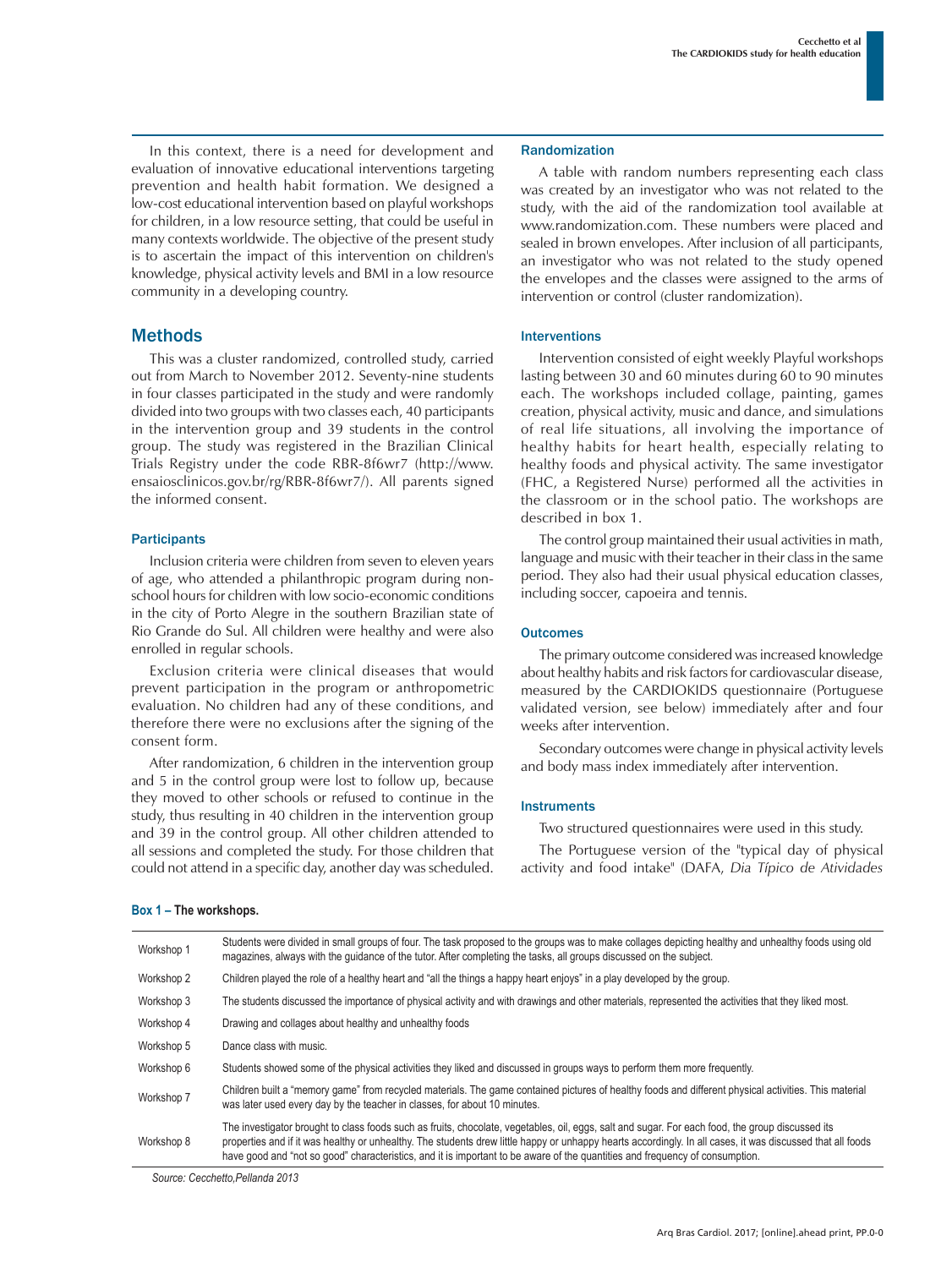In this context, there is a need for development and evaluation of innovative educational interventions targeting prevention and health habit formation. We designed a low-cost educational intervention based on playful workshops for children, in a low resource setting, that could be useful in many contexts worldwide. The objective of the present study is to ascertain the impact of this intervention on children's knowledge, physical activity levels and BMI in a low resource community in a developing country.

## Methods

This was a cluster randomized, controlled study, carried out from March to November 2012. Seventy-nine students in four classes participated in the study and were randomly divided into two groups with two classes each, 40 participants in the intervention group and 39 students in the control group. The study was registered in the Brazilian Clinical Trials Registry under the code RBR-8f6wr7 (http://www.ensaiosclinicos.gov.br/rg/RBR-8f6wr7/). All parents signed the informed consent.

### Participants

Inclusion criteria were children from seven to eleven years of age, who attended a philanthropic program during non-school hours for children with low socio-economic conditions in the city of Porto Alegre in the southern Brazilian state of Rio Grande do Sul. All children were healthy and were also enrolled in regular schools.

Exclusion criteria were clinical diseases that would prevent participation in the program or anthropometric evaluation. No children had any of these conditions, and therefore there were no exclusions after the signing of the consent form.

After randomization, 6 children in the intervention group and 5 in the control group were lost to follow up, because they moved to other schools or refused to continue in the study, thus resulting in 40 children in the intervention group and 39 in the control group. All other children attended to all sessions and completed the study. For those children that could not attend in a specific day, another day was scheduled.

### Randomization

A table with random numbers representing each class was created by an investigator who was not related to the study, with the aid of the randomization tool available at www.randomization.com. These numbers were placed and sealed in brown envelopes. After inclusion of all participants, an investigator who was not related to the study opened the envelopes and the classes were assigned to the arms of intervention or control (cluster randomization).

### Interventions

Intervention consisted of eight weekly Playful workshops lasting between 30 and 60 minutes during 60 to 90 minutes each. The workshops included collage, painting, games creation, physical activity, music and dance, and simulations of real life situations, all involving the importance of healthy habits for heart health, especially relating to healthy foods and physical activity. The same investigator (FHC, a Registered Nurse) performed all the activities in the classroom or in the school patio. The workshops are described in box 1.

The control group maintained their usual activities in math, language and music with their teacher in their class in the same period. They also had their usual physical education classes, including soccer, capoeira and tennis.

### Outcomes

The primary outcome considered was increased knowledge about healthy habits and risk factors for cardiovascular disease, measured by the CARDIOKIDS questionnaire (Portuguese validated version, see below) immediately after and four weeks after intervention.

Secondary outcomes were change in physical activity levels and body mass index immediately after intervention.

### Instruments

Two structured questionnaires were used in this study.

The Portuguese version of the "typical day of physical activity and food intake" (DAFA, *Dia Típico de Atividades*

**Box 1 – The workshops.**

| | |
|---|---|
| Workshop 1 | Students were divided in small groups of four. The task proposed to the groups was to make collages depicting healthy and unhealthy foods using old magazines, always with the guidance of the tutor. After completing the tasks, all groups discussed on the subject. |
| Workshop 2 | Children played the role of a healthy heart and "all the things a happy heart enjoys" in a play developed by the group. |
| Workshop 3 | The students discussed the importance of physical activity and with drawings and other materials, represented the activities that they liked most. |
| Workshop 4 | Drawing and collages about healthy and unhealthy foods |
| Workshop 5 | Dance class with music. |
| Workshop 6 | Students showed some of the physical activities they liked and discussed in groups ways to perform them more frequently. |
| Workshop 7 | Children built a "memory game" from recycled materials. The game contained pictures of healthy foods and different physical activities. This material was later used every day by the teacher in classes, for about 10 minutes. |
| Workshop 8 | The investigator brought to class foods such as fruits, chocolate, vegetables, oil, eggs, salt and sugar. For each food, the group discussed its properties and if it was healthy or unhealthy. The students drew little happy or unhappy hearts accordingly. In all cases, it was discussed that all foods have good and "not so good" characteristics, and it is important to be aware of the quantities and frequency of consumption. |

*Source: Cecchetto,Pellanda 2013*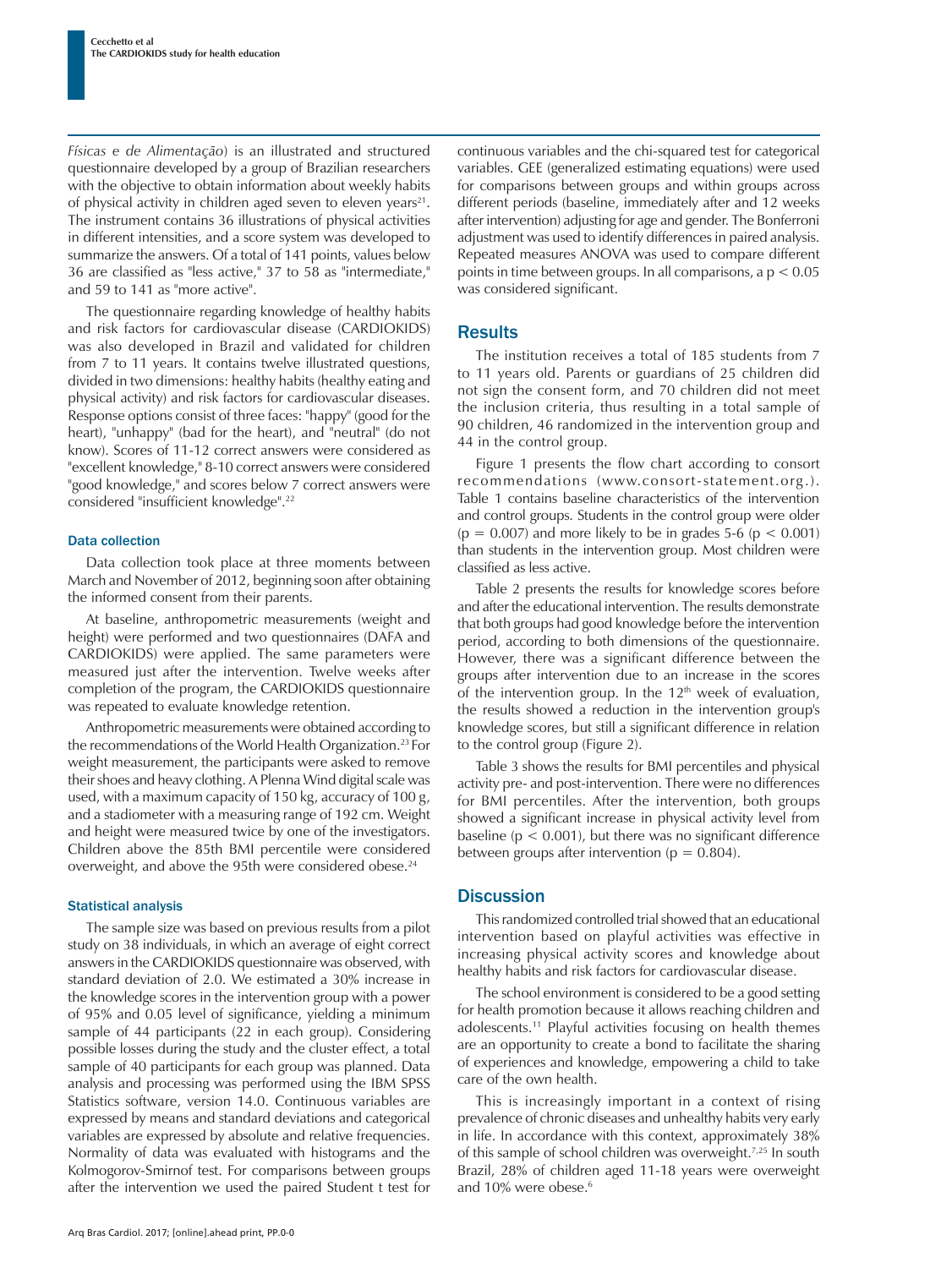*Físicas e de Alimentação*) is an illustrated and structured questionnaire developed by a group of Brazilian researchers with the objective to obtain information about weekly habits of physical activity in children aged seven to eleven years[21]. The instrument contains 36 illustrations of physical activities in different intensities, and a score system was developed to summarize the answers. Of a total of 141 points, values below 36 are classified as "less active," 37 to 58 as "intermediate," and 59 to 141 as "more active".

The questionnaire regarding knowledge of healthy habits and risk factors for cardiovascular disease (CARDIOKIDS) was also developed in Brazil and validated for children from 7 to 11 years. It contains twelve illustrated questions, divided in two dimensions: healthy habits (healthy eating and physical activity) and risk factors for cardiovascular diseases. Response options consist of three faces: "happy" (good for the heart), "unhappy" (bad for the heart), and "neutral" (do not know). Scores of 11-12 correct answers were considered as "excellent knowledge," 8-10 correct answers were considered "good knowledge," and scores below 7 correct answers were considered "insufficient knowledge".[22]

### Data collection

Data collection took place at three moments between March and November of 2012, beginning soon after obtaining the informed consent from their parents.

At baseline, anthropometric measurements (weight and height) were performed and two questionnaires (DAFA and CARDIOKIDS) were applied. The same parameters were measured just after the intervention. Twelve weeks after completion of the program, the CARDIOKIDS questionnaire was repeated to evaluate knowledge retention.

Anthropometric measurements were obtained according to the recommendations of the World Health Organization.[23] For weight measurement, the participants were asked to remove their shoes and heavy clothing. A Plenna Wind digital scale was used, with a maximum capacity of 150 kg, accuracy of 100 g, and a stadiometer with a measuring range of 192 cm. Weight and height were measured twice by one of the investigators. Children above the 85th BMI percentile were considered overweight, and above the 95th were considered obese.[24]

### Statistical analysis

The sample size was based on previous results from a pilot study on 38 individuals, in which an average of eight correct answers in the CARDIOKIDS questionnaire was observed, with standard deviation of 2.0. We estimated a 30% increase in the knowledge scores in the intervention group with a power of 95% and 0.05 level of significance, yielding a minimum sample of 44 participants (22 in each group). Considering possible losses during the study and the cluster effect, a total sample of 40 participants for each group was planned. Data analysis and processing was performed using the IBM SPSS Statistics software, version 14.0. Continuous variables are expressed by means and standard deviations and categorical variables are expressed by absolute and relative frequencies. Normality of data was evaluated with histograms and the Kolmogorov-Smirnof test. For comparisons between groups after the intervention we used the paired Student t test for continuous variables and the chi-squared test for categorical variables. GEE (generalized estimating equations) were used for comparisons between groups and within groups across different periods (baseline, immediately after and 12 weeks after intervention) adjusting for age and gender. The Bonferroni adjustment was used to identify differences in paired analysis. Repeated measures ANOVA was used to compare different points in time between groups. In all comparisons, a $p < 0.05$ was considered significant.

## Results

The institution receives a total of 185 students from 7 to 11 years old. Parents or guardians of 25 children did not sign the consent form, and 70 children did not meet the inclusion criteria, thus resulting in a total sample of 90 children, 46 randomized in the intervention group and 44 in the control group.

Figure 1 presents the flow chart according to consort recommendations (www.consort-statement.org.). Table 1 contains baseline characteristics of the intervention and control groups. Students in the control group were older ($p = 0.007$) and more likely to be in grades 5-6 ($p < 0.001$) than students in the intervention group. Most children were classified as less active.

Table 2 presents the results for knowledge scores before and after the educational intervention. The results demonstrate that both groups had good knowledge before the intervention period, according to both dimensions of the questionnaire. However, there was a significant difference between the groups after intervention due to an increase in the scores of the intervention group. In the 12[th] week of evaluation, the results showed a reduction in the intervention group's knowledge scores, but still a significant difference in relation to the control group (Figure 2).

Table 3 shows the results for BMI percentiles and physical activity pre- and post-intervention. There were no differences for BMI percentiles. After the intervention, both groups showed a significant increase in physical activity level from baseline ($p < 0.001$), but there was no significant difference between groups after intervention ($p = 0.804$).

## Discussion

This randomized controlled trial showed that an educational intervention based on playful activities was effective in increasing physical activity scores and knowledge about healthy habits and risk factors for cardiovascular disease.

The school environment is considered to be a good setting for health promotion because it allows reaching children and adolescents.[11] Playful activities focusing on health themes are an opportunity to create a bond to facilitate the sharing of experiences and knowledge, empowering a child to take care of the own health.

This is increasingly important in a context of rising prevalence of chronic diseases and unhealthy habits very early in life. In accordance with this context, approximately 38% of this sample of school children was overweight.[7,25] In south Brazil, 28% of children aged 11-18 years were overweight and 10% were obese.[6]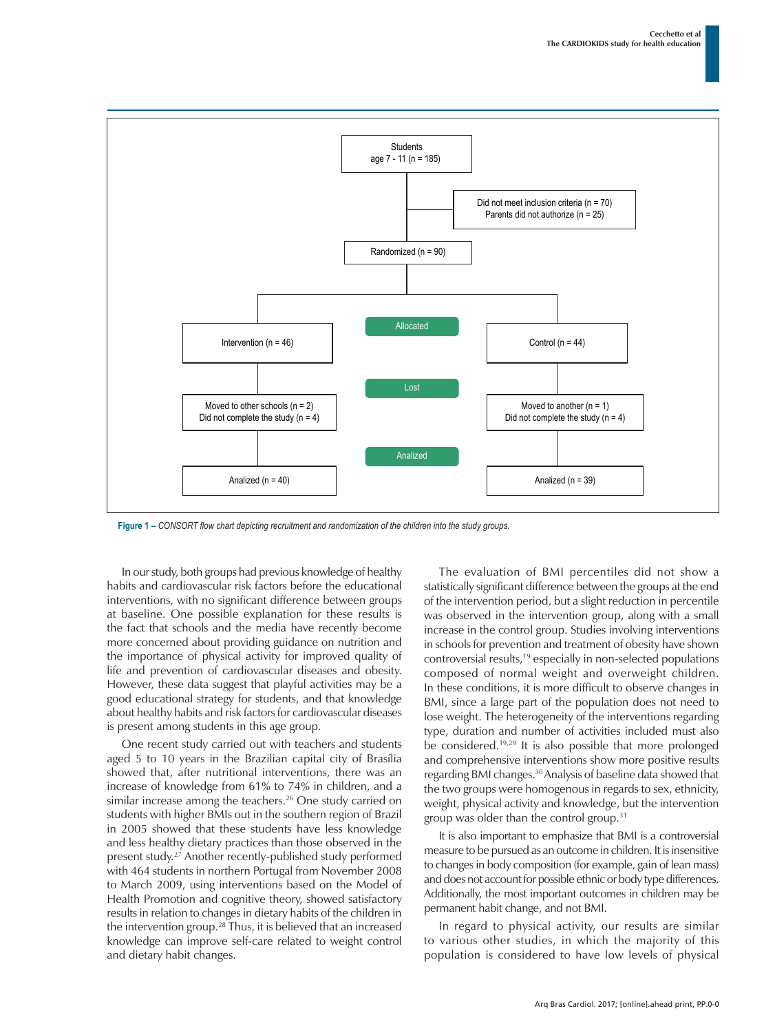Students
age 7 - 11 (n = 185)

Did not meet inclusion criteria (n = 70)
Parents did not authorize (n = 25)

Randomized (n = 90)

Allocated

Intervention (n = 46)

Control (n = 44)

Lost

Moved to other schools (n = 2)
Did not complete the study (n = 4)

Moved to another (n = 1)
Did not complete the study (n = 4)

Analized

Analized (n = 40)

Analized (n = 39)

**Figure 1 –** *CONSORT flow chart depicting recruitment and randomization of the children into the study groups.*

In our study, both groups had previous knowledge of healthy habits and cardiovascular risk factors before the educational interventions, with no significant difference between groups at baseline. One possible explanation for these results is the fact that schools and the media have recently become more concerned about providing guidance on nutrition and the importance of physical activity for improved quality of life and prevention of cardiovascular diseases and obesity. However, these data suggest that playful activities may be a good educational strategy for students, and that knowledge about healthy habits and risk factors for cardiovascular diseases is present among students in this age group.

One recent study carried out with teachers and students aged 5 to 10 years in the Brazilian capital city of Brasília showed that, after nutritional interventions, there was an increase of knowledge from 61% to 74% in children, and a similar increase among the teachers.[26] One study carried on students with higher BMIs out in the southern region of Brazil in 2005 showed that these students have less knowledge and less healthy dietary practices than those observed in the present study.[27] Another recently-published study performed with 464 students in northern Portugal from November 2008 to March 2009, using interventions based on the Model of Health Promotion and cognitive theory, showed satisfactory results in relation to changes in dietary habits of the children in the intervention group.[28] Thus, it is believed that an increased knowledge can improve self-care related to weight control and dietary habit changes.

The evaluation of BMI percentiles did not show a statistically significant difference between the groups at the end of the intervention period, but a slight reduction in percentile was observed in the intervention group, along with a small increase in the control group. Studies involving interventions in schools for prevention and treatment of obesity have shown controversial results,[19] especially in non-selected populations composed of normal weight and overweight children. In these conditions, it is more difficult to observe changes in BMI, since a large part of the population does not need to lose weight. The heterogeneity of the interventions regarding type, duration and number of activities included must also be considered.[19,29] It is also possible that more prolonged and comprehensive interventions show more positive results regarding BMI changes.[30] Analysis of baseline data showed that the two groups were homogenous in regards to sex, ethnicity, weight, physical activity and knowledge, but the intervention group was older than the control group.[31]

It is also important to emphasize that BMI is a controversial measure to be pursued as an outcome in children. It is insensitive to changes in body composition (for example, gain of lean mass) and does not account for possible ethnic or body type differences. Additionally, the most important outcomes in children may be permanent habit change, and not BMI.

In regard to physical activity, our results are similar to various other studies, in which the majority of this population is considered to have low levels of physical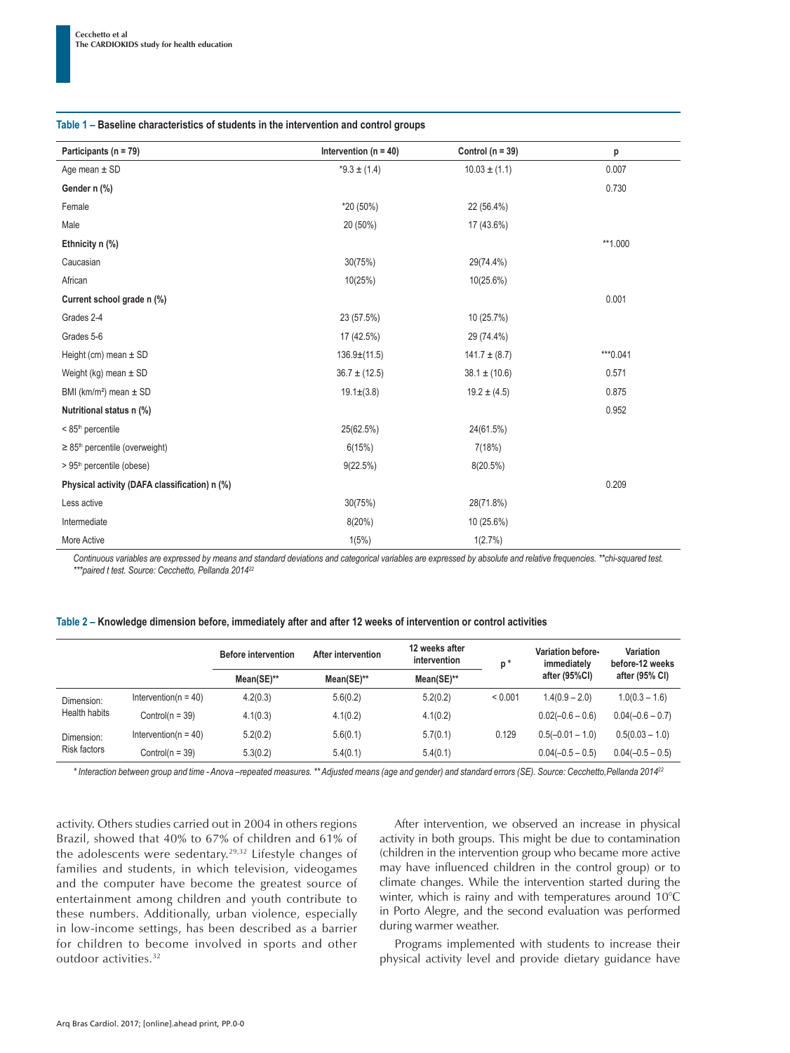**Table 1 – Baseline characteristics of students in the intervention and control groups**

| Participants (n = 79) | Intervention (n = 40) | Control (n = 39) | p |
|---|---|---|---|
| Age mean ± SD | *9.3 ± (1.4) | 10.03 ± (1.1) | 0.007 |
| **Gender n (%)** | | | 0.730 |
| Female | *20 (50%) | 22 (56.4%) | |
| Male | 20 (50%) | 17 (43.6%) | |
| **Ethnicity n (%)** | | | **1.000 |
| Caucasian | 30(75%) | 29(74.4%) | |
| African | 10(25%) | 10(25.6%) | |
| **Current school grade n (%)** | | | 0.001 |
| Grades 2-4 | 23 (57.5%) | 10 (25.7%) | |
| Grades 5-6 | 17 (42.5%) | 29 (74.4%) | |
| Height (cm) mean ± SD | 136.9±(11.5) | 141.7 ± (8.7) | ***0.041 |
| Weight (kg) mean ± SD | 36.7 ± (12.5) | 38.1 ± (10.6) | 0.571 |
| BMI (km/m²) mean ± SD | 19.1±(3.8) | 19.2 ± (4.5) | 0.875 |
| **Nutritional status n (%)** | | | 0.952 |
| < 85th percentile | 25(62.5%) | 24(61.5%) | |
| ≥ 85th percentile (overweight) | 6(15%) | 7(18%) | |
| > 95th percentile (obese) | 9(22.5%) | 8(20.5%) | |
| **Physical activity (DAFA classification) n (%)** | | | 0.209 |
| Less active | 30(75%) | 28(71.8%) | |
| Intermediate | 8(20%) | 10 (25.6%) | |
| More Active | 1(5%) | 1(2.7%) | |

*Continuous variables are expressed by means and standard deviations and categorical variables are expressed by absolute and relative frequencies. **chi-squared test. ***paired t test. Source: Cecchetto, Pellanda 2014[22]*

**Table 2 – Knowledge dimension before, immediately after and after 12 weeks of intervention or control activities**

| | | Before intervention | After intervention | 12 weeks after intervention | p * | Variation before-immediately after (95%CI) | Variation before-12 weeks after (95% CI) |
|---|---|---|---|---|---|---|---|
| | | Mean(SE)** | Mean(SE)** | Mean(SE)** | | | |
| Dimension: Health habits | Intervention(n = 40) | 4.2(0.3) | 5.6(0.2) | 5.2(0.2) | < 0.001 | 1.4(0.9 – 2.0) | 1.0(0.3 – 1.6) |
| | Control(n = 39) | 4.1(0.3) | 4.1(0.2) | 4.1(0.2) | | 0.02(–0.6 – 0.6) | 0.04(–0.6 – 0.7) |
| Dimension: Risk factors | Intervention(n = 40) | 5.2(0.2) | 5.6(0.1) | 5.7(0.1) | 0.129 | 0.5(–0.01 – 1.0) | 0.5(0.03 – 1.0) |
| | Control(n = 39) | 5.3(0.2) | 5.4(0.1) | 5.4(0.1) | | 0.04(–0.5 – 0.5) | 0.04(–0.5 – 0.5) |

*\* Interaction between group and time - Anova –repeated measures. \*\* Adjusted means (age and gender) and standard errors (SE). Source: Cecchetto,Pellanda 2014[22]*

activity. Others studies carried out in 2004 in others regions Brazil, showed that 40% to 67% of children and 61% of the adolescents were sedentary.[29,32] Lifestyle changes of families and students, in which television, videogames and the computer have become the greatest source of entertainment among children and youth contribute to these numbers. Additionally, urban violence, especially in low-income settings, has been described as a barrier for children to become involved in sports and other outdoor activities.[32]

After intervention, we observed an increase in physical activity in both groups. This might be due to contamination (children in the intervention group who became more active may have influenced children in the control group) or to climate changes. While the intervention started during the winter, which is rainy and with temperatures around 10°C in Porto Alegre, and the second evaluation was performed during warmer weather.

Programs implemented with students to increase their physical activity level and provide dietary guidance have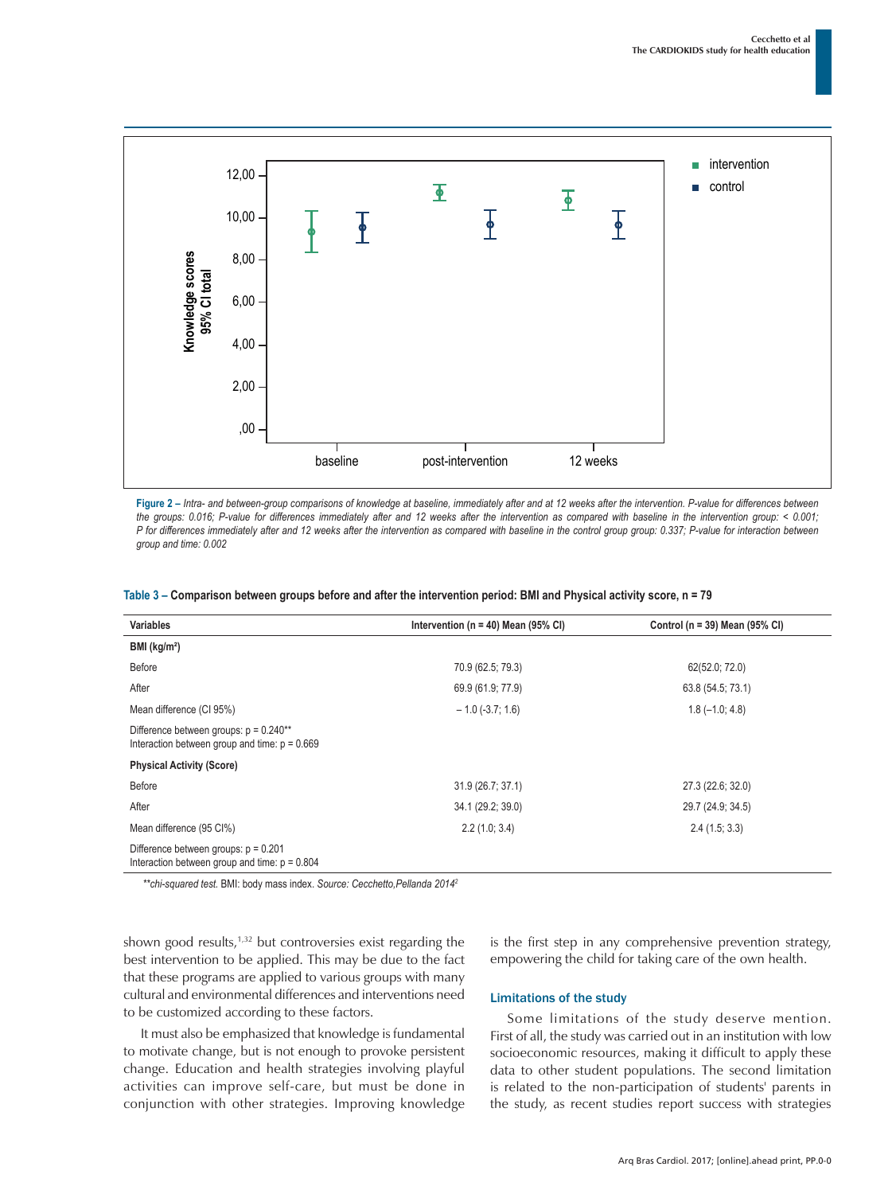Figure 2 – *Intra- and between-group comparisons of knowledge at baseline, immediately after and at 12 weeks after the intervention. P-value for differences between the groups: 0.016; P-value for differences immediately after and 12 weeks after the intervention as compared with baseline in the intervention group: < 0.001; P for differences immediately after and 12 weeks after the intervention as compared with baseline in the control group group: 0.337; P-value for interaction between group and time: 0.002*

**Table 3 – Comparison between groups before and after the intervention period: BMI and Physical activity score, n = 79**

| Variables | Intervention (n = 40) Mean (95% CI) | Control (n = 39) Mean (95% CI) |
|---|---|---|
| **BMI (kg/m²)** | | |
| Before | 70.9 (62.5; 79.3) | 62(52.0; 72.0) |
| After | 69.9 (61.9; 77.9) | 63.8 (54.5; 73.1) |
| Mean difference (CI 95%) | – 1.0 (-3.7; 1.6) | 1.8 (–1.0; 4.8) |
| Difference between groups: p = 0.240**<br>Interaction between group and time: p = 0.669 | | |
| **Physical Activity (Score)** | | |
| Before | 31.9 (26.7; 37.1) | 27.3 (22.6; 32.0) |
| After | 34.1 (29.2; 39.0) | 29.7 (24.9; 34.5) |
| Mean difference (95 CI%) | 2.2 (1.0; 3.4) | 2.4 (1.5; 3.3) |
| Difference between groups: p = 0.201<br>Interaction between group and time: p = 0.804 | | |

*\*\*chi-squared test.* BMI: body mass index. *Source: Cecchetto,Pellanda 2014*[2]

shown good results,[1,32] but controversies exist regarding the best intervention to be applied. This may be due to the fact that these programs are applied to various groups with many cultural and environmental differences and interventions need to be customized according to these factors.

It must also be emphasized that knowledge is fundamental to motivate change, but is not enough to provoke persistent change. Education and health strategies involving playful activities can improve self-care, but must be done in conjunction with other strategies. Improving knowledge is the first step in any comprehensive prevention strategy, empowering the child for taking care of the own health.

### Limitations of the study

Some limitations of the study deserve mention. First of all, the study was carried out in an institution with low socioeconomic resources, making it difficult to apply these data to other student populations. The second limitation is related to the non-participation of students' parents in the study, as recent studies report success with strategies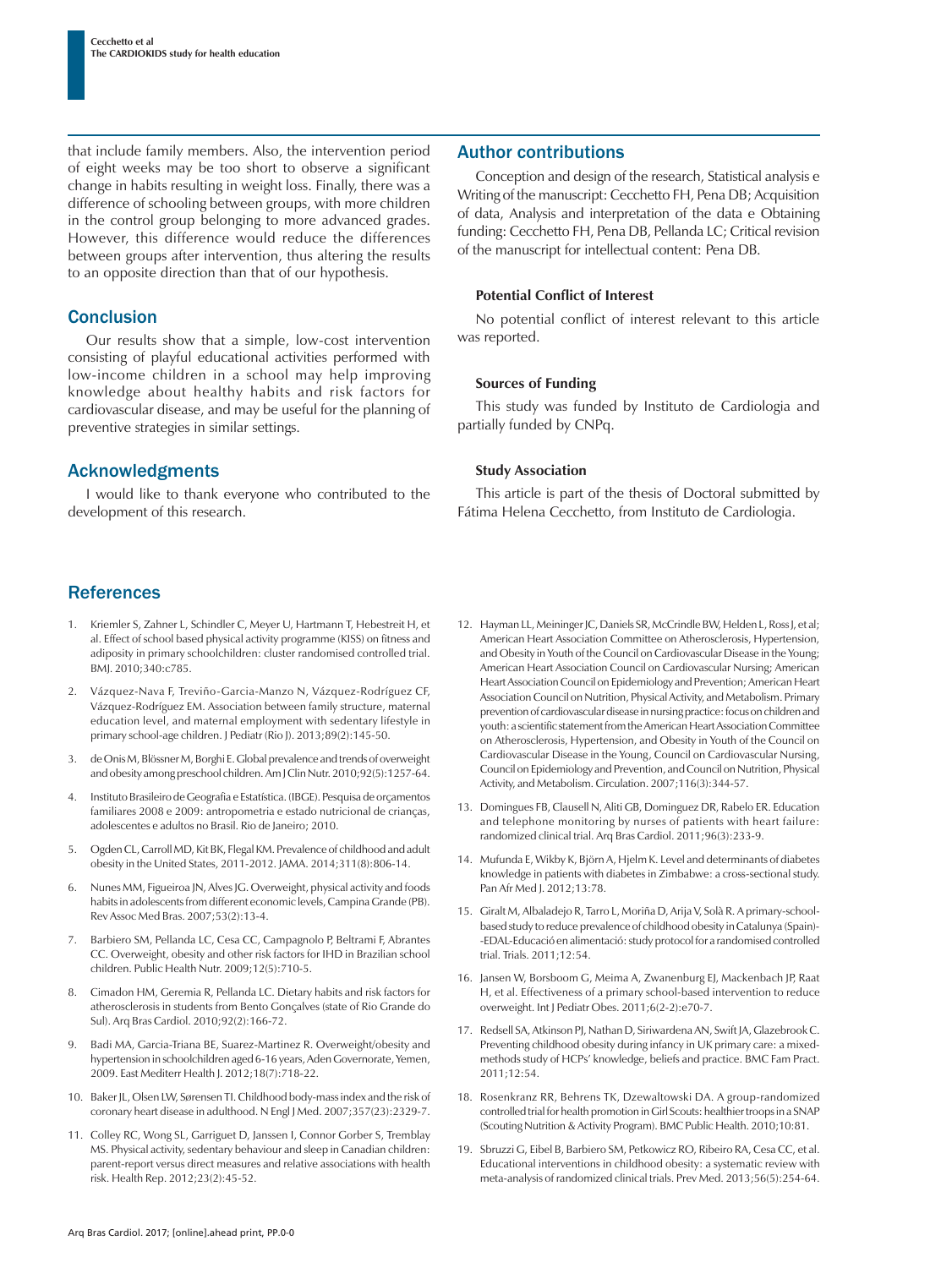that include family members. Also, the intervention period of eight weeks may be too short to observe a significant change in habits resulting in weight loss. Finally, there was a difference of schooling between groups, with more children in the control group belonging to more advanced grades. However, this difference would reduce the differences between groups after intervention, thus altering the results to an opposite direction than that of our hypothesis.

## Conclusion

Our results show that a simple, low-cost intervention consisting of playful educational activities performed with low-income children in a school may help improving knowledge about healthy habits and risk factors for cardiovascular disease, and may be useful for the planning of preventive strategies in similar settings.

## Acknowledgments

I would like to thank everyone who contributed to the development of this research.

## Author contributions

Conception and design of the research, Statistical analysis e Writing of the manuscript: Cecchetto FH, Pena DB; Acquisition of data, Analysis and interpretation of the data e Obtaining funding: Cecchetto FH, Pena DB, Pellanda LC; Critical revision of the manuscript for intellectual content: Pena DB.

### Potential Conflict of Interest

No potential conflict of interest relevant to this article was reported.

### Sources of Funding

This study was funded by Instituto de Cardiologia and partially funded by CNPq.

### Study Association

This article is part of the thesis of Doctoral submitted by Fátima Helena Cecchetto, from Instituto de Cardiologia.

## References

1. Kriemler S, Zahner L, Schindler C, Meyer U, Hartmann T, Hebestreit H, et al. Effect of school based physical activity programme (KISS) on fitness and adiposity in primary schoolchildren: cluster randomised controlled trial. BMJ. 2010;340:c785.
2. Vázquez-Nava F, Treviño-Garcia-Manzo N, Vázquez-Rodríguez CF, Vázquez-Rodríguez EM. Association between family structure, maternal education level, and maternal employment with sedentary lifestyle in primary school-age children. J Pediatr (Rio J). 2013;89(2):145-50.
3. de Onis M, Blössner M, Borghi E. Global prevalence and trends of overweight and obesity among preschool children. Am J Clin Nutr. 2010;92(5):1257-64.
4. Instituto Brasileiro de Geografia e Estatística. (IBGE). Pesquisa de orçamentos familiares 2008 e 2009: antropometria e estado nutricional de crianças, adolescentes e adultos no Brasil. Rio de Janeiro; 2010.
5. Ogden CL, Carroll MD, Kit BK, Flegal KM. Prevalence of childhood and adult obesity in the United States, 2011-2012. JAMA. 2014;311(8):806-14.
6. Nunes MM, Figueiroa JN, Alves JG. Overweight, physical activity and foods habits in adolescents from different economic levels, Campina Grande (PB). Rev Assoc Med Bras. 2007;53(2):13-4.
7. Barbiero SM, Pellanda LC, Cesa CC, Campagnolo P, Beltrami F, Abrantes CC. Overweight, obesity and other risk factors for IHD in Brazilian school children. Public Health Nutr. 2009;12(5):710-5.
8. Cimadon HM, Geremia R, Pellanda LC. Dietary habits and risk factors for atherosclerosis in students from Bento Gonçalves (state of Rio Grande do Sul). Arq Bras Cardiol. 2010;92(2):166-72.
9. Badi MA, Garcia-Triana BE, Suarez-Martinez R. Overweight/obesity and hypertension in schoolchildren aged 6-16 years, Aden Governorate, Yemen, 2009. East Mediterr Health J. 2012;18(7):718-22.
10. Baker JL, Olsen LW, Sørensen TI. Childhood body-mass index and the risk of coronary heart disease in adulthood. N Engl J Med. 2007;357(23):2329-7.
11. Colley RC, Wong SL, Garriguet D, Janssen I, Connor Gorber S, Tremblay MS. Physical activity, sedentary behaviour and sleep in Canadian children: parent-report versus direct measures and relative associations with health risk. Health Rep. 2012;23(2):45-52.
12. Hayman LL, Meininger JC, Daniels SR, McCrindle BW, Helden L, Ross J, et al; American Heart Association Committee on Atherosclerosis, Hypertension, and Obesity in Youth of the Council on Cardiovascular Disease in the Young; American Heart Association Council on Cardiovascular Nursing; American Heart Association Council on Epidemiology and Prevention; American Heart Association Council on Nutrition, Physical Activity, and Metabolism. Primary prevention of cardiovascular disease in nursing practice: focus on children and youth: a scientific statement from the American Heart Association Committee on Atherosclerosis, Hypertension, and Obesity in Youth of the Council on Cardiovascular Disease in the Young, Council on Cardiovascular Nursing, Council on Epidemiology and Prevention, and Council on Nutrition, Physical Activity, and Metabolism. Circulation. 2007;116(3):344-57.
13. Domingues FB, Clausell N, Aliti GB, Dominguez DR, Rabelo ER. Education and telephone monitoring by nurses of patients with heart failure: randomized clinical trial. Arq Bras Cardiol. 2011;96(3):233-9.
14. Mufunda E, Wikby K, Björn A, Hjelm K. Level and determinants of diabetes knowledge in patients with diabetes in Zimbabwe: a cross-sectional study. Pan Afr Med J. 2012;13:78.
15. Giralt M, Albaladejo R, Tarro L, Moriña D, Arija V, Solà R. A primary-school-based study to reduce prevalence of childhood obesity in Catalunya (Spain)--EDAL-Educació en alimentació: study protocol for a randomised controlled trial. Trials. 2011;12:54.
16. Jansen W, Borsboom G, Meima A, Zwanenburg EJ, Mackenbach JP, Raat H, et al. Effectiveness of a primary school-based intervention to reduce overweight. Int J Pediatr Obes. 2011;6(2-2):e70-7.
17. Redsell SA, Atkinson PJ, Nathan D, Siriwardena AN, Swift JA, Glazebrook C. Preventing childhood obesity during infancy in UK primary care: a mixed-methods study of HCPs' knowledge, beliefs and practice. BMC Fam Pract. 2011;12:54.
18. Rosenkranz RR, Behrens TK, Dzewaltowski DA. A group-randomized controlled trial for health promotion in Girl Scouts: healthier troops in a SNAP (Scouting Nutrition & Activity Program). BMC Public Health. 2010;10:81.
19. Sbruzzi G, Eibel B, Barbiero SM, Petkowicz RO, Ribeiro RA, Cesa CC, et al. Educational interventions in childhood obesity: a systematic review with meta-analysis of randomized clinical trials. Prev Med. 2013;56(5):254-64.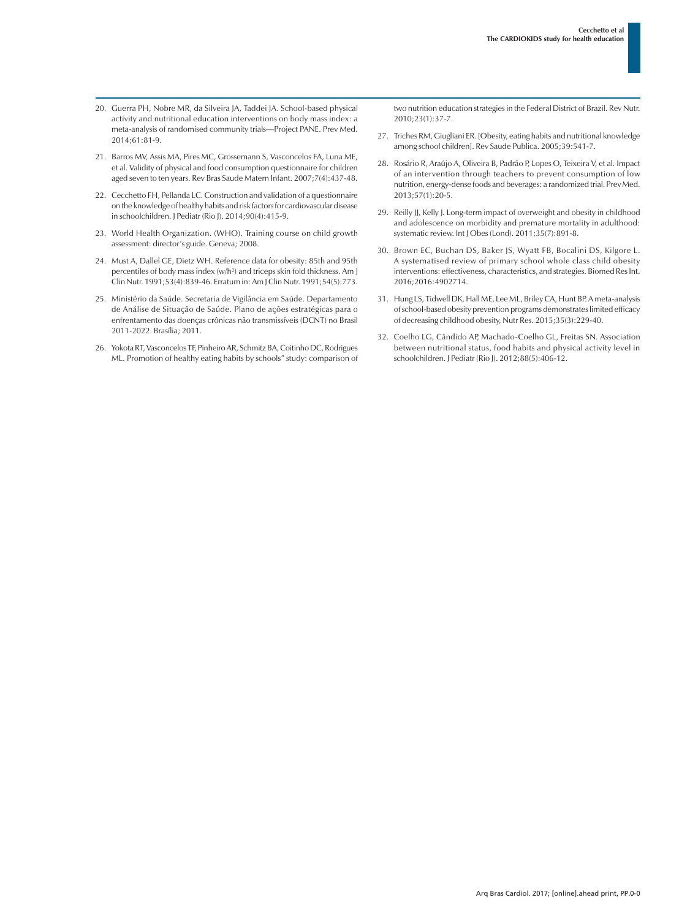20. Guerra PH, Nobre MR, da Silveira JA, Taddei JA. School-based physical activity and nutritional education interventions on body mass index: a meta-analysis of randomised community trials—Project PANE. Prev Med. 2014;61:81-9.

21. Barros MV, Assis MA, Pires MC, Grossemann S, Vasconcelos FA, Luna ME, et al. Validity of physical and food consumption questionnaire for children aged seven to ten years. Rev Bras Saude Matern Infant. 2007;7(4):437-48.

22. Cecchetto FH, Pellanda LC. Construction and validation of a questionnaire on the knowledge of healthy habits and risk factors for cardiovascular disease in schoolchildren. J Pediatr (Rio J). 2014;90(4):415-9.

23. World Health Organization. (WHO). Training course on child growth assessment: director's guide. Geneva; 2008.

24. Must A, Dallel GE, Dietz WH. Reference data for obesity: 85th and 95th percentiles of body mass index (w/h²) and triceps skin fold thickness. Am J Clin Nutr. 1991;53(4):839-46. Erratum in: Am J Clin Nutr. 1991;54(5):773.

25. Ministério da Saúde. Secretaria de Vigilância em Saúde. Departamento de Análise de Situação de Saúde. Plano de ações estratégicas para o enfrentamento das doenças crônicas não transmissíveis (DCNT) no Brasil 2011-2022. Brasília; 2011.

26. Yokota RT, Vasconcelos TF, Pinheiro AR, Schmitz BA, Coitinho DC, Rodrigues ML. Promotion of healthy eating habits by schools" study: comparison of two nutrition education strategies in the Federal District of Brazil. Rev Nutr. 2010;23(1):37-7.

27. Triches RM, Giugliani ER. [Obesity, eating habits and nutritional knowledge among school children]. Rev Saude Publica. 2005;39:541-7.

28. Rosário R, Araújo A, Oliveira B, Padrão P, Lopes O, Teixeira V, et al. Impact of an intervention through teachers to prevent consumption of low nutrition, energy-dense foods and beverages: a randomized trial. Prev Med. 2013;57(1):20-5.

29. Reilly JJ, Kelly J. Long-term impact of overweight and obesity in childhood and adolescence on morbidity and premature mortality in adulthood: systematic review. Int J Obes (Lond). 2011;35(7):891-8.

30. Brown EC, Buchan DS, Baker JS, Wyatt FB, Bocalini DS, Kilgore L. A systematised review of primary school whole class child obesity interventions: effectiveness, characteristics, and strategies. Biomed Res Int. 2016;2016:4902714.

31. Hung LS, Tidwell DK, Hall ME, Lee ML, Briley CA, Hunt BP. A meta-analysis of school-based obesity prevention programs demonstrates limited efficacy of decreasing childhood obesity, Nutr Res. 2015;35(3):229-40.

32. Coelho LG, Cândido AP, Machado-Coelho GL, Freitas SN. Association between nutritional status, food habits and physical activity level in schoolchildren. J Pediatr (Rio J). 2012;88(5):406-12.